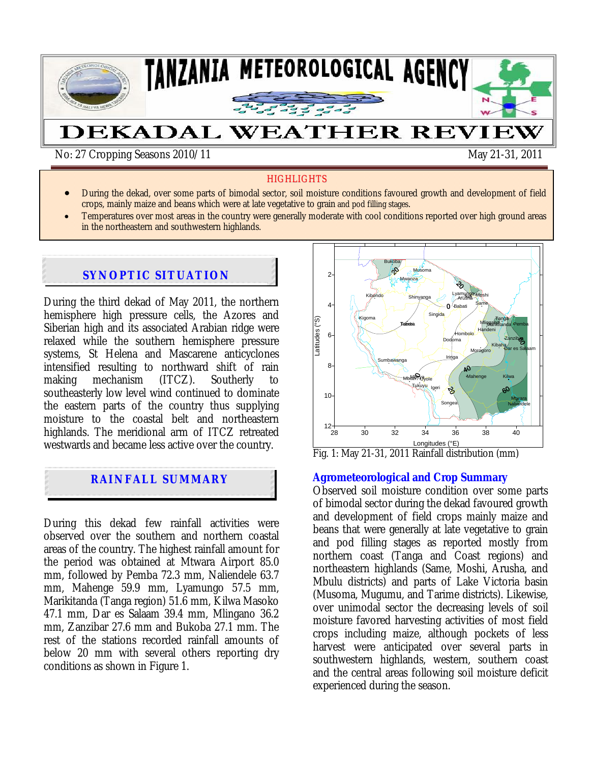# TANZANIA METEOROLOGICAL AGENCY

# DEKADAL WEATHER REVIEW

No: 27 Cropping Seasons 2010/11 May 21-31, 2011

**HIGHLIGHTS**

- During the dekad, over some parts of bimodal sector, soil moisture conditions favoured growth and development of field crops, mainly maize and beans which were at late vegetative to grain and pod filling stages.
- Temperatures over most areas in the country were generally moderate with cool conditions reported over high ground areas in the northeastern and southwestern highlands.

## SYNOPTIC SITUATION

During the third dekad of May 2011, the northern hemisphere high pressure cells, the Azores and Siberian high and its associated Arabian ridge were relaxed while the southern hemisphere pressure systems, St Helena and Mascarene anticyclones intensified resulting to northward shift of rain making mechanism (ITCZ). Southerly to southeasterly low level wind continued to dominate the eastern parts of the country thus supplying moisture to the coastal belt and northeastern highlands. The meridional arm of ITCZ retreated westwards and became less active over the country.

## RAINFALL SUMMARY

During this dekad few rainfall activities were observed over the southern and northern coastal areas of the country. The highest rainfall amount for the period was obtained at Mtwara Airport 85.0 mm, followed by Pemba 72.3 mm, Naliendele 63.7 mm, Mahenge 59.9 mm, Lyamungo 57.5 mm, Marikitanda (Tanga region) 51.6 mm, Kilwa Masoko 47.1 mm, Dar es Salaam 39.4 mm, Mlingano 36.2 mm, Zanzibar 27.6 mm and Bukoba 27.1 mm. The rest of the stations recorded rainfall amounts of below 20 mm with several others reporting dry conditions as shown in Figure 1.

Fig. 1: May 21-31, 2011 Rainfall distribution (mm)

### Agrometeorological and Crop Summary

Observed soil moisture condition over some parts of bimodal sector during the dekad favoured growth and development of field crops mainly maize and beans that were generally at late vegetative to grain and pod filling stages as reported mostly from northern coast (Tanga and Coast regions) and northeastern highlands (Same, Moshi, Arusha, and Mbulu districts) and parts of Lake Victoria basin (Musoma, Mugumu, and Tarime districts). Likewise, over unimodal sector the decreasing levels of soil moisture favored harvesting activities of most field crops including maize, although pockets of less harvest were anticipated over several parts in southwestern highlands, western, southern coast and the central areas following soil moisture deficit experienced during the season.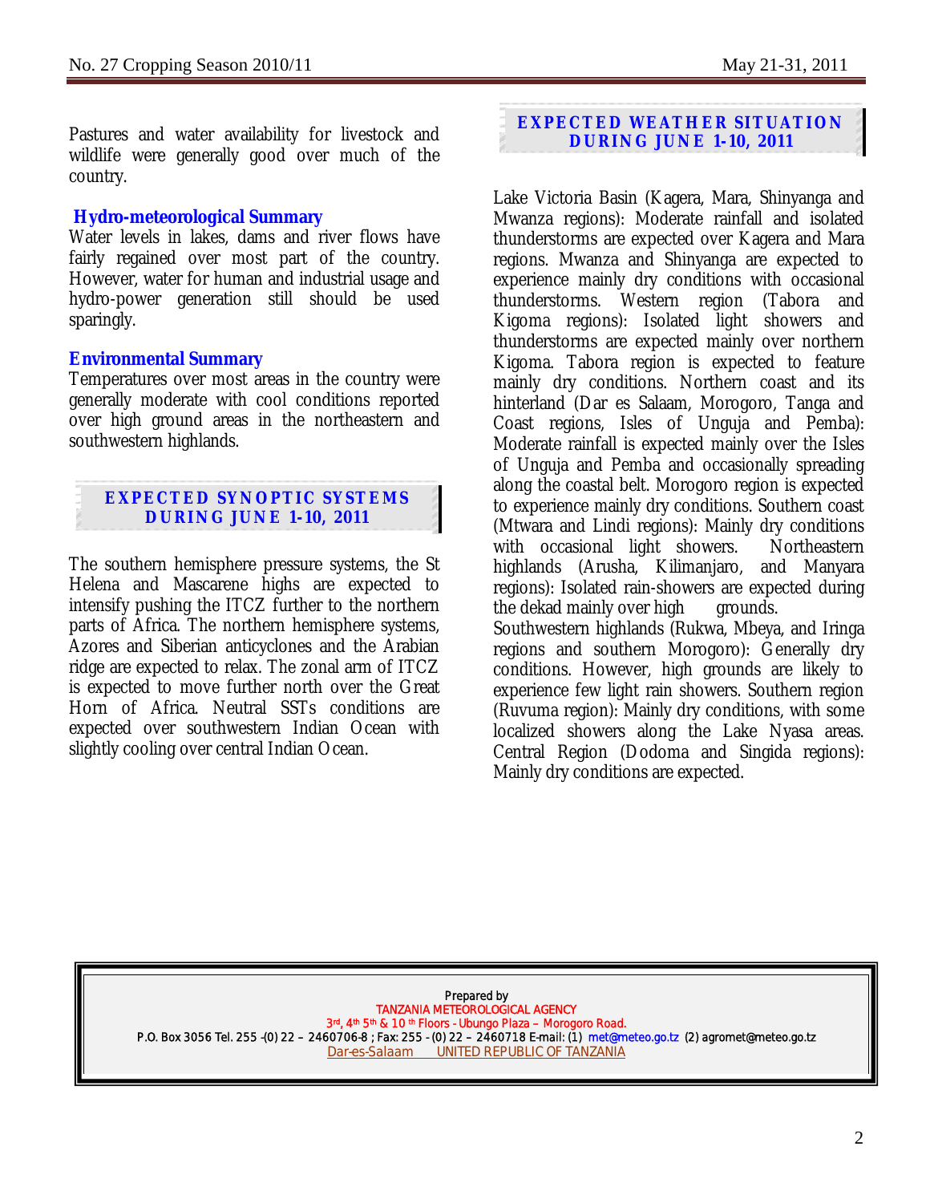Pastures and water availability for livestock and wildlife were generally good over much of the country.

**Hydro-meteorological Summary**

Water levels in lakes, dams and river flows have fairly regained over most part of the country. However, water for human and industrial usage and hydro-power generation still should be used sparingly.

**Environmental Summary**

Temperatures over most areas in the country were generally moderate with cool conditions reported over high ground areas in the northeastern and southwestern highlands.

## EXPECTED SYNOPTIC SYSTEMS DURING JUNE 1-10, 2011

The southern hemisphere pressure systems, the St Helena and Mascarene highs are expected to intensify pushing the ITCZ further to the northern parts of Africa. The northern hemisphere systems, Azores and Siberian anticyclones and the Arabian ridge are expected to relax. The zonal arm of ITCZ is expected to move further north over the Great Horn of Africa. Neutral SSTs conditions are expected over southwestern Indian Ocean with slightly cooling over central Indian Ocean.

## EXPECTED WEATHER SITUATION DURING JUNE 1-10, 2011

Lake Victoria Basin (Kagera, Mara, Shinyanga and Mwanza regions): Moderate rainfall and isolated thunderstorms are expected over Kagera and Mara regions. Mwanza and Shinyanga are expected to experience mainly dry conditions with occasional thunderstorms. Western region (Tabora and Kigoma regions): Isolated light showers and thunderstorms are expected mainly over northern Kigoma. Tabora region is expected to feature mainly dry conditions. Northern coast and its hinterland (Dar es Salaam, Morogoro, Tanga and Coast regions, Isles of Unguja and Pemba): Moderate rainfall is expected mainly over the Isles of Unguja and Pemba and occasionally spreading along the coastal belt. Morogoro region is expected to experience mainly dry conditions. Southern coast (Mtwara and Lindi regions): Mainly dry conditions with occasional light showers. Northeastern highlands (Arusha, Kilimanjaro, and Manyara regions): Isolated rain-showers are expected during the dekad mainly over high grounds.

Southwestern highlands (Rukwa, Mbeya, and Iringa regions and southern Morogoro): Generally dry conditions. However, high grounds are likely to experience few light rain showers. Southern region (Ruvuma region): Mainly dry conditions, with some localized showers along the Lake Nyasa areas. Central Region (Dodoma and Singida regions): Mainly dry conditions are expected.

Prepared by
TANZANIA METEOROLOGICAL AGENCY
3rd, 4th 5th & 10th Floors - Ubungo Plaza – Morogoro Road.
P.O. Box 3056 Tel. 255 -(0) 22 – 2460706-8 ; Fax: 255 - (0) 22 – 2460718 E-mail: (1) met@meteo.go.tz (2) agromet@meteo.go.tz
Dar-es-Salaam UNITED REPUBLIC OF TANZANIA